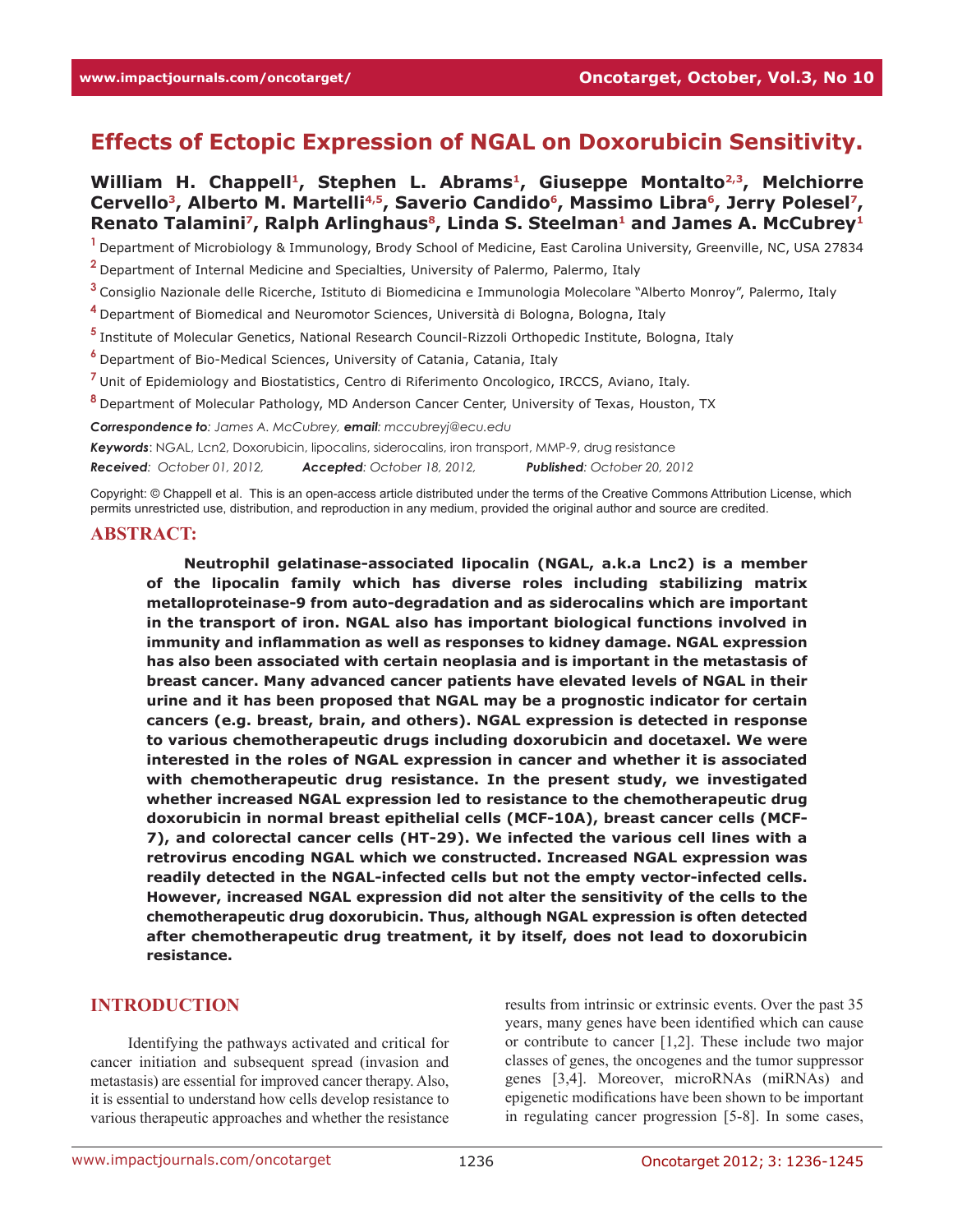# Effects of Ectopic Expression of NGAL on Doxorubicin Sensitivity.

**William H. Chappell[1], Stephen L. Abrams[1], Giuseppe Montalto[2,3], Melchiorre Cervello[3], Alberto M. Martelli[4,5], Saverio Candido[6], Massimo Libra[6], Jerry Polesel[7], Renato Talamini[7], Ralph Arlinghaus[8], Linda S. Steelman[1] and James A. McCubrey[1]**

[1] Department of Microbiology & Immunology, Brody School of Medicine, East Carolina University, Greenville, NC, USA 27834

[2] Department of Internal Medicine and Specialties, University of Palermo, Palermo, Italy

[3] Consiglio Nazionale delle Ricerche, Istituto di Biomedicina e Immunologia Molecolare "Alberto Monroy", Palermo, Italy

[4] Department of Biomedical and Neuromotor Sciences, Università di Bologna, Bologna, Italy

[5] Institute of Molecular Genetics, National Research Council-Rizzoli Orthopedic Institute, Bologna, Italy

[6] Department of Bio-Medical Sciences, University of Catania, Catania, Italy

[7] Unit of Epidemiology and Biostatistics, Centro di Riferimento Oncologico, IRCCS, Aviano, Italy.

[8] Department of Molecular Pathology, MD Anderson Cancer Center, University of Texas, Houston, TX

***Correspondence to****: James A. McCubrey,* ***email****: mccubreyj@ecu.edu*

***Keywords***: NGAL, Lcn2, Doxorubicin, lipocalins, siderocalins, iron transport, MMP-9, drug resistance

***Received****: October 01, 2012,* ***Accepted****: October 18, 2012,* ***Published****: October 20, 2012*

Copyright: © Chappell et al. This is an open-access article distributed under the terms of the Creative Commons Attribution License, which permits unrestricted use, distribution, and reproduction in any medium, provided the original author and source are credited.

## ABSTRACT:

**Neutrophil gelatinase-associated lipocalin (NGAL, a.k.a Lnc2) is a member of the lipocalin family which has diverse roles including stabilizing matrix metalloproteinase-9 from auto-degradation and as siderocalins which are important in the transport of iron. NGAL also has important biological functions involved in immunity and inflammation as well as responses to kidney damage. NGAL expression has also been associated with certain neoplasia and is important in the metastasis of breast cancer. Many advanced cancer patients have elevated levels of NGAL in their urine and it has been proposed that NGAL may be a prognostic indicator for certain cancers (e.g. breast, brain, and others). NGAL expression is detected in response to various chemotherapeutic drugs including doxorubicin and docetaxel. We were interested in the roles of NGAL expression in cancer and whether it is associated with chemotherapeutic drug resistance. In the present study, we investigated whether increased NGAL expression led to resistance to the chemotherapeutic drug doxorubicin in normal breast epithelial cells (MCF-10A), breast cancer cells (MCF-7), and colorectal cancer cells (HT-29). We infected the various cell lines with a retrovirus encoding NGAL which we constructed. Increased NGAL expression was readily detected in the NGAL-infected cells but not the empty vector-infected cells. However, increased NGAL expression did not alter the sensitivity of the cells to the chemotherapeutic drug doxorubicin. Thus, although NGAL expression is often detected after chemotherapeutic drug treatment, it by itself, does not lead to doxorubicin resistance.**

## INTRODUCTION

Identifying the pathways activated and critical for cancer initiation and subsequent spread (invasion and metastasis) are essential for improved cancer therapy. Also, it is essential to understand how cells develop resistance to various therapeutic approaches and whether the resistance results from intrinsic or extrinsic events. Over the past 35 years, many genes have been identified which can cause or contribute to cancer [1,2]. These include two major classes of genes, the oncogenes and the tumor suppressor genes [3,4]. Moreover, microRNAs (miRNAs) and epigenetic modifications have been shown to be important in regulating cancer progression [5-8]. In some cases,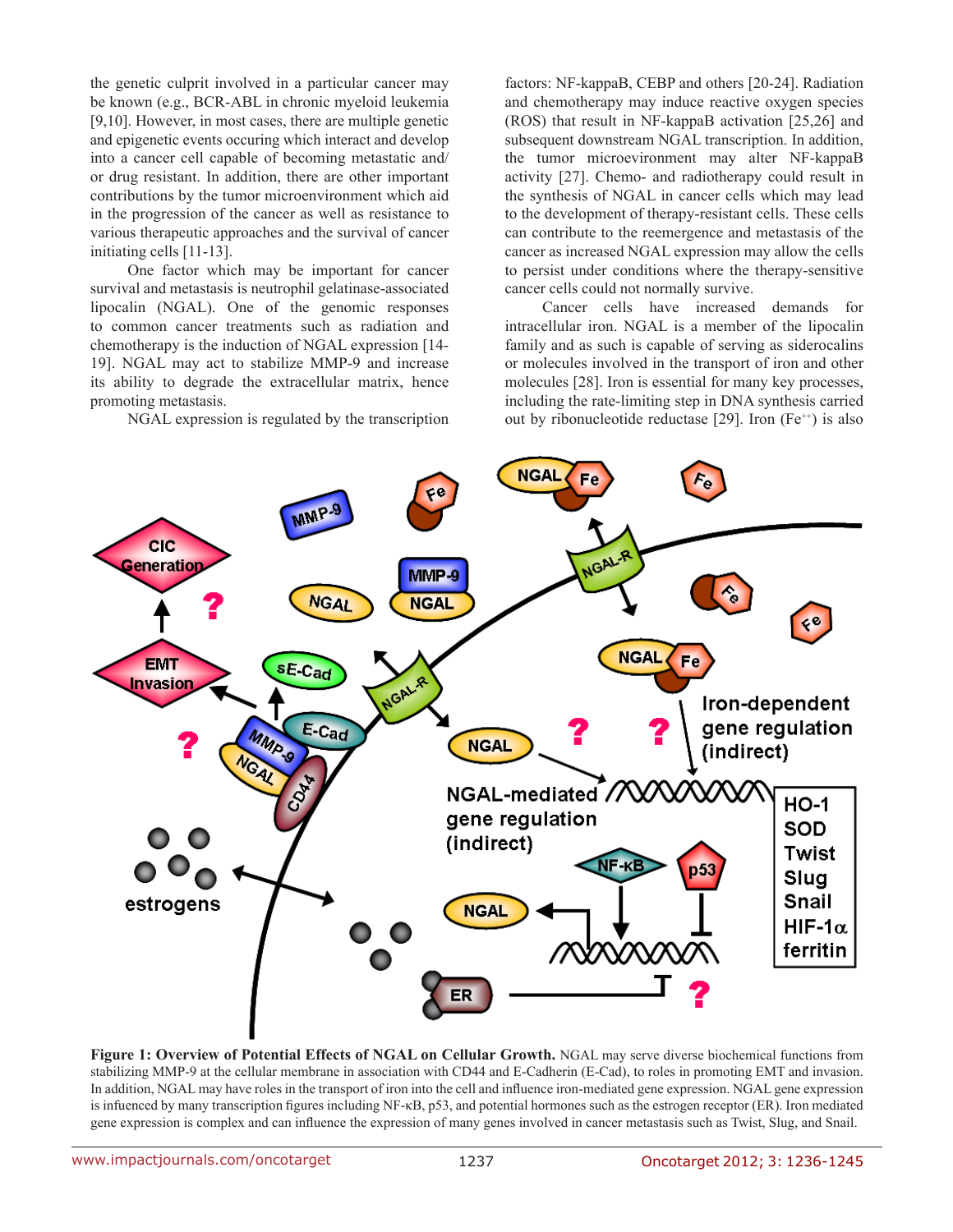the genetic culprit involved in a particular cancer may be known (e.g., BCR-ABL in chronic myeloid leukemia [9,10]. However, in most cases, there are multiple genetic and epigenetic events occuring which interact and develop into a cancer cell capable of becoming metastatic and/or drug resistant. In addition, there are other important contributions by the tumor microenvironment which aid in the progression of the cancer as well as resistance to various therapeutic approaches and the survival of cancer initiating cells [11-13].

One factor which may be important for cancer survival and metastasis is neutrophil gelatinase-associated lipocalin (NGAL). One of the genomic responses to common cancer treatments such as radiation and chemotherapy is the induction of NGAL expression [14-19]. NGAL may act to stabilize MMP-9 and increase its ability to degrade the extracellular matrix, hence promoting metastasis.

NGAL expression is regulated by the transcription factors: NF-kappaB, CEBP and others [20-24]. Radiation and chemotherapy may induce reactive oxygen species (ROS) that result in NF-kappaB activation [25,26] and subsequent downstream NGAL transcription. In addition, the tumor microevironment may alter NF-kappaB activity [27]. Chemo- and radiotherapy could result in the synthesis of NGAL in cancer cells which may lead to the development of therapy-resistant cells. These cells can contribute to the reemergence and metastasis of the cancer as increased NGAL expression may allow the cells to persist under conditions where the therapy-sensitive cancer cells could not normally survive.

Cancer cells have increased demands for intracellular iron. NGAL is a member of the lipocalin family and as such is capable of serving as siderocalins or molecules involved in the transport of iron and other molecules [28]. Iron is essential for many key processes, including the rate-limiting step in DNA synthesis carried out by ribonucleotide reductase [29]. Iron ($Fe^{++}$) is also

**Figure 1: Overview of Potential Effects of NGAL on Cellular Growth.** NGAL may serve diverse biochemical functions from stabilizing MMP-9 at the cellular membrane in association with CD44 and E-Cadherin (E-Cad), to roles in promoting EMT and invasion. In addition, NGAL may have roles in the transport of iron into the cell and influence iron-mediated gene expression. NGAL gene expression is infuenced by many transcription figures including NF-κB, p53, and potential hormones such as the estrogen receptor (ER). Iron mediated gene expression is complex and can influence the expression of many genes involved in cancer metastasis such as Twist, Slug, and Snail.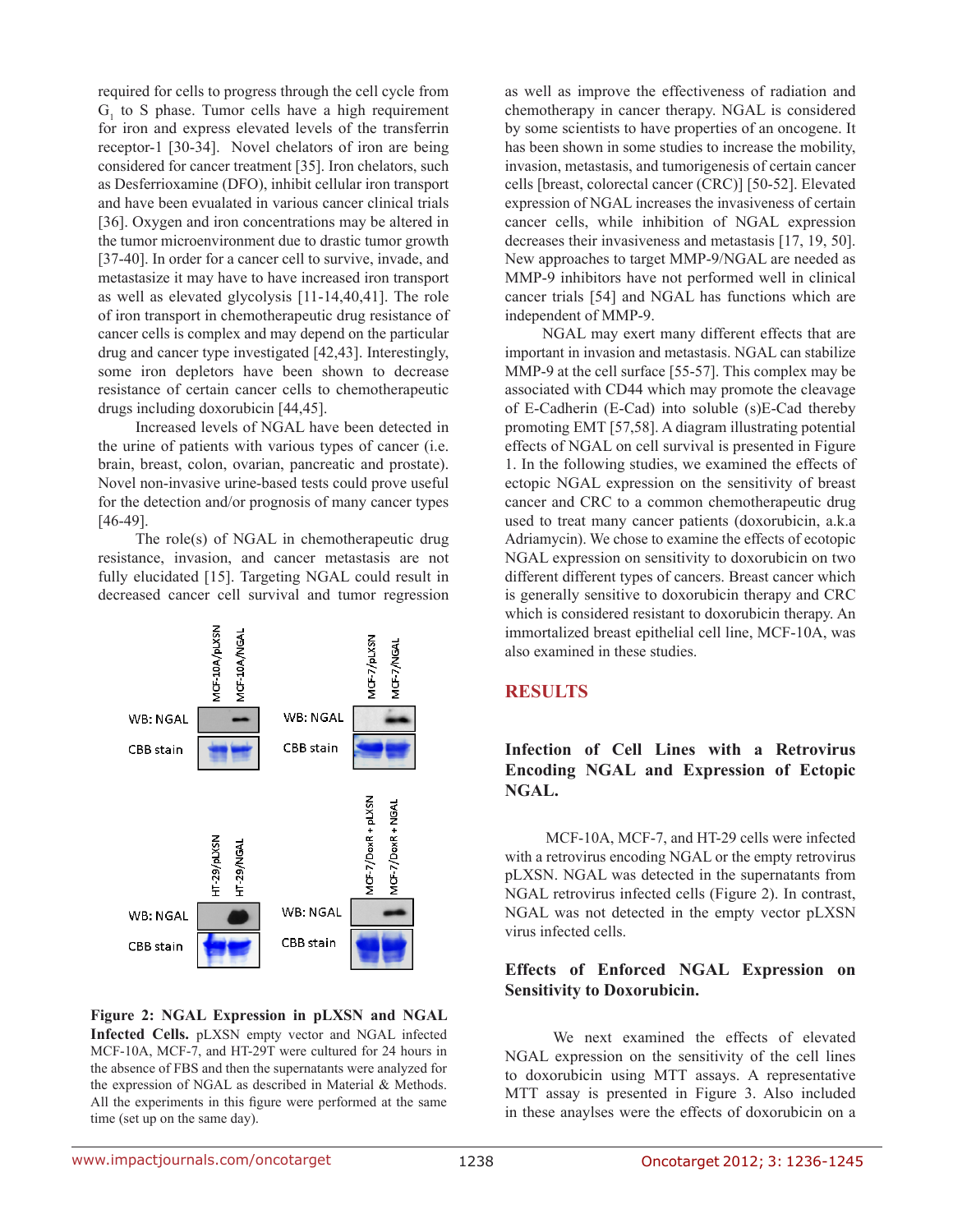required for cells to progress through the cell cycle from $G_1$ to S phase. Tumor cells have a high requirement for iron and express elevated levels of the transferrin receptor-1 [30-34]. Novel chelators of iron are being considered for cancer treatment [35]. Iron chelators, such as Desferrioxamine (DFO), inhibit cellular iron transport and have been evualated in various cancer clinical trials [36]. Oxygen and iron concentrations may be altered in the tumor microenvironment due to drastic tumor growth [37-40]. In order for a cancer cell to survive, invade, and metastasize it may have to have increased iron transport as well as elevated glycolysis [11-14,40,41]. The role of iron transport in chemotherapeutic drug resistance of cancer cells is complex and may depend on the particular drug and cancer type investigated [42,43]. Interestingly, some iron depletors have been shown to decrease resistance of certain cancer cells to chemotherapeutic drugs including doxorubicin [44,45].

Increased levels of NGAL have been detected in the urine of patients with various types of cancer (i.e. brain, breast, colon, ovarian, pancreatic and prostate). Novel non-invasive urine-based tests could prove useful for the detection and/or prognosis of many cancer types [46-49].

The role(s) of NGAL in chemotherapeutic drug resistance, invasion, and cancer metastasis are not fully elucidated [15]. Targeting NGAL could result in decreased cancer cell survival and tumor regression as well as improve the effectiveness of radiation and chemotherapy in cancer therapy. NGAL is considered by some scientists to have properties of an oncogene. It has been shown in some studies to increase the mobility, invasion, metastasis, and tumorigenesis of certain cancer cells [breast, colorectal cancer (CRC)] [50-52]. Elevated expression of NGAL increases the invasiveness of certain cancer cells, while inhibition of NGAL expression decreases their invasiveness and metastasis [17, 19, 50]. New approaches to target MMP-9/NGAL are needed as MMP-9 inhibitors have not performed well in clinical cancer trials [54] and NGAL has functions which are independent of MMP-9.

NGAL may exert many different effects that are important in invasion and metastasis. NGAL can stabilize MMP-9 at the cell surface [55-57]. This complex may be associated with CD44 which may promote the cleavage of E-Cadherin (E-Cad) into soluble (s)E-Cad thereby promoting EMT [57,58]. A diagram illustrating potential effects of NGAL on cell survival is presented in Figure 1. In the following studies, we examined the effects of ectopic NGAL expression on the sensitivity of breast cancer and CRC to a common chemotherapeutic drug used to treat many cancer patients (doxorubicin, a.k.a Adriamycin). We chose to examine the effects of ecotopic NGAL expression on sensitivity to doxorubicin on two different different types of cancers. Breast cancer which is generally sensitive to doxorubicin therapy and CRC which is considered resistant to doxorubicin therapy. An immortalized breast epithelial cell line, MCF-10A, was also examined in these studies.

**Figure 2: NGAL Expression in pLXSN and NGAL Infected Cells.** pLXSN empty vector and NGAL infected MCF-10A, MCF-7, and HT-29T were cultured for 24 hours in the absence of FBS and then the supernatants were analyzed for the expression of NGAL as described in Material & Methods. All the experiments in this figure were performed at the same time (set up on the same day).

## RESULTS

### Infection of Cell Lines with a Retrovirus Encoding NGAL and Expression of Ectopic NGAL.

MCF-10A, MCF-7, and HT-29 cells were infected with a retrovirus encoding NGAL or the empty retrovirus pLXSN. NGAL was detected in the supernatants from NGAL retrovirus infected cells (Figure 2). In contrast, NGAL was not detected in the empty vector pLXSN virus infected cells.

### Effects of Enforced NGAL Expression on Sensitivity to Doxorubicin.

We next examined the effects of elevated NGAL expression on the sensitivity of the cell lines to doxorubicin using MTT assays. A representative MTT assay is presented in Figure 3. Also included in these anaylses were the effects of doxorubicin on a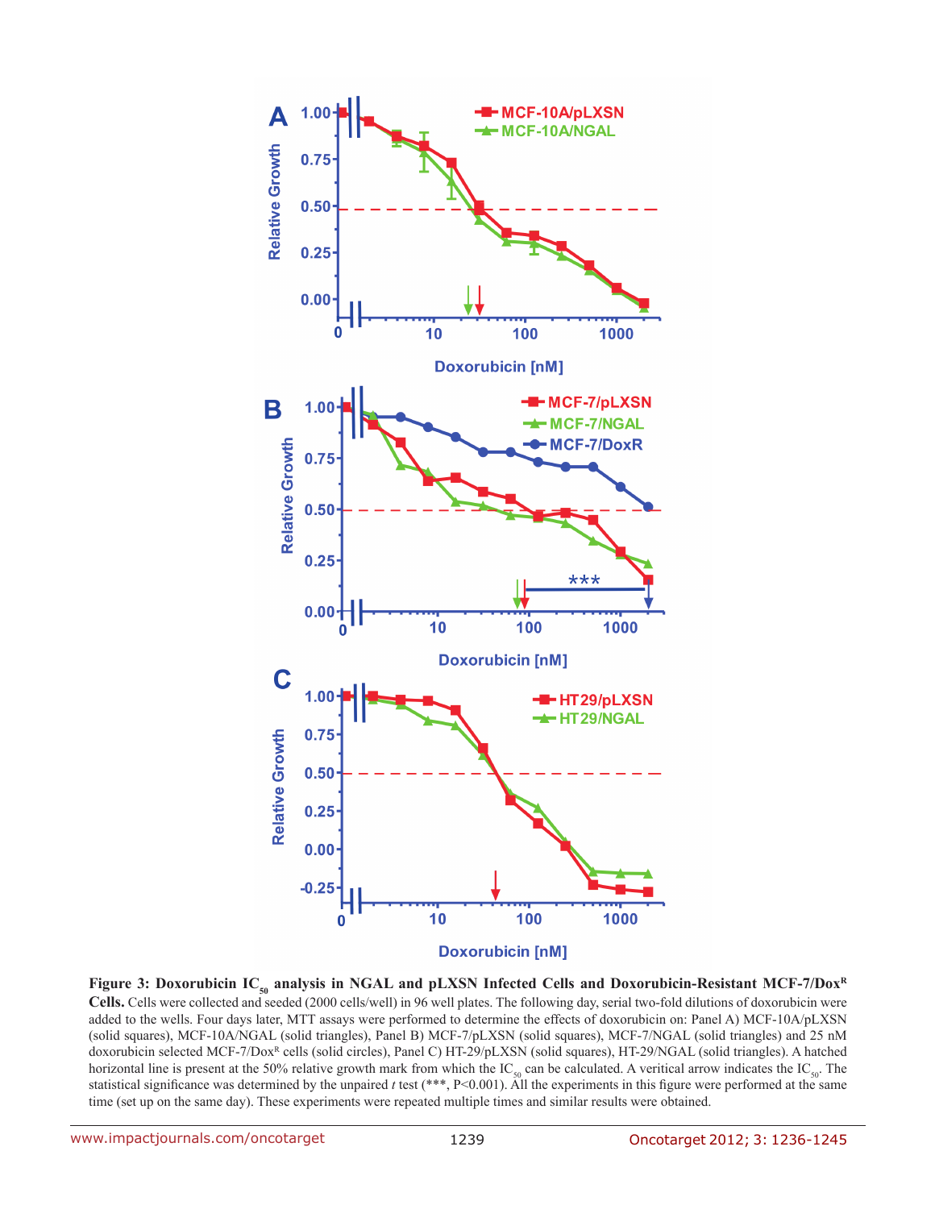**Figure 3: Doxorubicin $IC_{50}$ analysis in NGAL and pLXSN Infected Cells and Doxorubicin-Resistant MCF-7/Dox$^{R}$ Cells.** Cells were collected and seeded (2000 cells/well) in 96 well plates. The following day, serial two-fold dilutions of doxorubicin were added to the wells. Four days later, MTT assays were performed to determine the effects of doxorubicin on: Panel A) MCF-10A/pLXSN (solid squares), MCF-10A/NGAL (solid triangles), Panel B) MCF-7/pLXSN (solid squares), MCF-7/NGAL (solid triangles) and 25 nM doxorubicin selected MCF-7/Dox$^{R}$ cells (solid circles), Panel C) HT-29/pLXSN (solid squares), HT-29/NGAL (solid triangles). A hatched horizontal line is present at the 50% relative growth mark from which the $IC_{50}$ can be calculated. A veritical arrow indicates the $IC_{50}$. The statistical significance was determined by the unpaired *t* test (***, $P<0.001$). All the experiments in this figure were performed at the same time (set up on the same day). These experiments were repeated multiple times and similar results were obtained.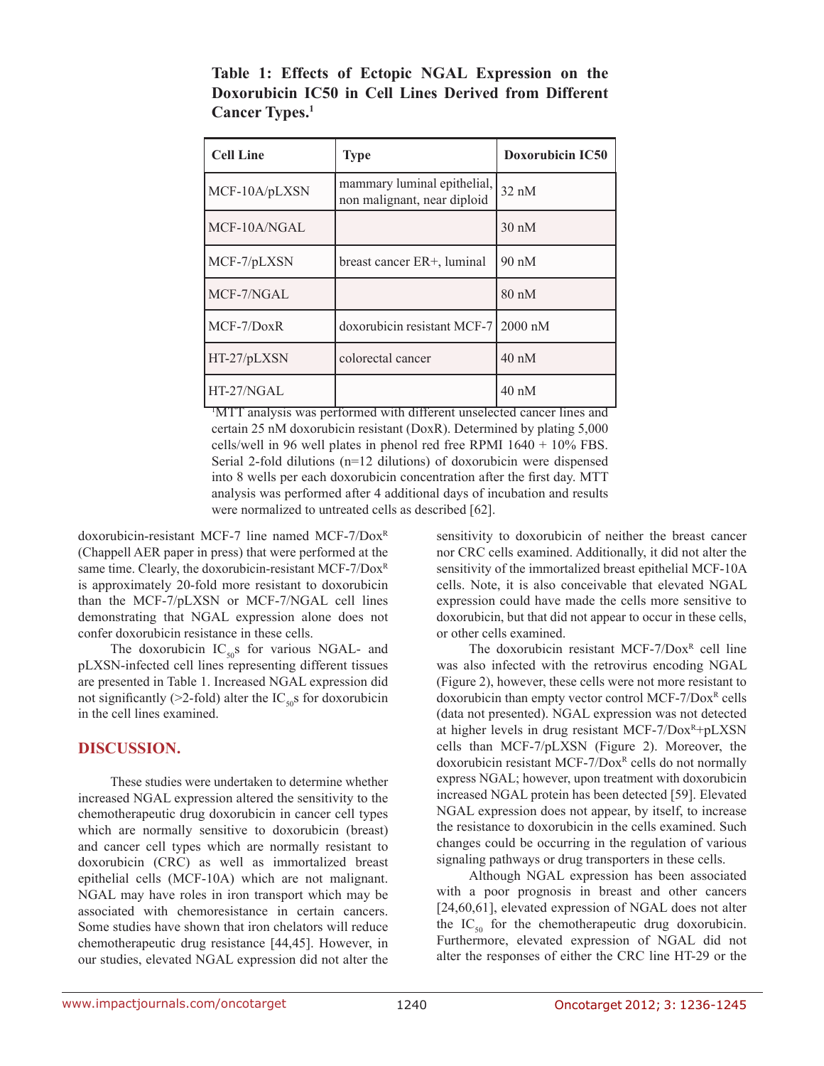**Table 1: Effects of Ectopic NGAL Expression on the Doxorubicin IC50 in Cell Lines Derived from Different Cancer Types.[1]**

| Cell Line | Type | Doxorubicin IC50 |
|---|---|---|
| MCF-10A/pLXSN | mammary luminal epithelial, non malignant, near diploid | 32 nM |
| MCF-10A/NGAL | | 30 nM |
| MCF-7/pLXSN | breast cancer ER+, luminal | 90 nM |
| MCF-7/NGAL | | 80 nM |
| MCF-7/DoxR | doxorubicin resistant MCF-7 | 2000 nM |
| HT-27/pLXSN | colorectal cancer | 40 nM |
| HT-27/NGAL | | 40 nM |

[1]MTT analysis was performed with different unselected cancer lines and certain 25 nM doxorubicin resistant (DoxR). Determined by plating 5,000 cells/well in 96 well plates in phenol red free RPMI 1640 + 10% FBS. Serial 2-fold dilutions (n=12 dilutions) of doxorubicin were dispensed into 8 wells per each doxorubicin concentration after the first day. MTT analysis was performed after 4 additional days of incubation and results were normalized to untreated cells as described [62].

doxorubicin-resistant MCF-7 line named MCF-7/Dox$^R$ (Chappell AER paper in press) that were performed at the same time. Clearly, the doxorubicin-resistant MCF-7/Dox$^R$ is approximately 20-fold more resistant to doxorubicin than the MCF-7/pLXSN or MCF-7/NGAL cell lines demonstrating that NGAL expression alone does not confer doxorubicin resistance in these cells.

The doxorubicin $IC_{50}$s for various NGAL- and pLXSN-infected cell lines representing different tissues are presented in Table 1. Increased NGAL expression did not significantly (>2-fold) alter the $IC_{50}$s for doxorubicin in the cell lines examined.

## DISCUSSION.

These studies were undertaken to determine whether increased NGAL expression altered the sensitivity to the chemotherapeutic drug doxorubicin in cancer cell types which are normally sensitive to doxorubicin (breast) and cancer cell types which are normally resistant to doxorubicin (CRC) as well as immortalized breast epithelial cells (MCF-10A) which are not malignant. NGAL may have roles in iron transport which may be associated with chemoresistance in certain cancers. Some studies have shown that iron chelators will reduce chemotherapeutic drug resistance [44,45]. However, in our studies, elevated NGAL expression did not alter the sensitivity to doxorubicin of neither the breast cancer nor CRC cells examined. Additionally, it did not alter the sensitivity of the immortalized breast epithelial MCF-10A cells. Note, it is also conceivable that elevated NGAL expression could have made the cells more sensitive to doxorubicin, but that did not appear to occur in these cells, or other cells examined.

The doxorubicin resistant MCF-7/Dox$^R$ cell line was also infected with the retrovirus encoding NGAL (Figure 2), however, these cells were not more resistant to doxorubicin than empty vector control MCF-7/Dox$^R$ cells (data not presented). NGAL expression was not detected at higher levels in drug resistant MCF-7/Dox$^R$+pLXSN cells than MCF-7/pLXSN (Figure 2). Moreover, the doxorubicin resistant MCF-7/Dox$^R$ cells do not normally express NGAL; however, upon treatment with doxorubicin increased NGAL protein has been detected [59]. Elevated NGAL expression does not appear, by itself, to increase the resistance to doxorubicin in the cells examined. Such changes could be occurring in the regulation of various signaling pathways or drug transporters in these cells.

Although NGAL expression has been associated with a poor prognosis in breast and other cancers [24,60,61], elevated expression of NGAL does not alter the $IC_{50}$ for the chemotherapeutic drug doxorubicin. Furthermore, elevated expression of NGAL did not alter the responses of either the CRC line HT-29 or the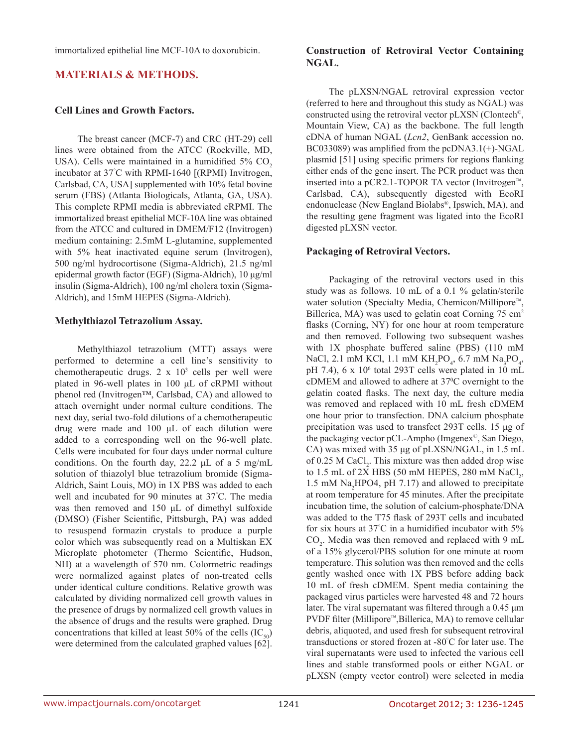immortalized epithelial line MCF-10A to doxorubicin.

## MATERIALS & METHODS.

### Cell Lines and Growth Factors.

The breast cancer (MCF-7) and CRC (HT-29) cell lines were obtained from the ATCC (Rockville, MD, USA). Cells were maintained in a humidified 5% $CO_2$ incubator at 37°C with RPMI-1640 [(RPMI) Invitrogen, Carlsbad, CA, USA] supplemented with 10% fetal bovine serum (FBS) (Atlanta Biologicals, Atlanta, GA, USA). This complete RPMI media is abbreviated cRPMI. The immortalized breast epithelial MCF-10A line was obtained from the ATCC and cultured in DMEM/F12 (Invitrogen) medium containing: 2.5mM L-glutamine, supplemented with 5% heat inactivated equine serum (Invitrogen), 500 ng/ml hydrocortisone (Sigma-Aldrich), 21.5 ng/ml epidermal growth factor (EGF) (Sigma-Aldrich), 10 µg/ml insulin (Sigma-Aldrich), 100 ng/ml cholera toxin (Sigma-Aldrich), and 15mM HEPES (Sigma-Aldrich).

### Methylthiazol Tetrazolium Assay.

Methylthiazol tetrazolium (MTT) assays were performed to determine a cell line's sensitivity to chemotherapeutic drugs. $2 \times 10^3$ cells per well were plated in 96-well plates in 100 µL of cRPMI without phenol red (Invitrogen™, Carlsbad, CA) and allowed to attach overnight under normal culture conditions. The next day, serial two-fold dilutions of a chemotherapeutic drug were made and 100 µL of each dilution were added to a corresponding well on the 96-well plate. Cells were incubated for four days under normal culture conditions. On the fourth day, 22.2 µL of a 5 mg/mL solution of thiazolyl blue tetrazolium bromide (Sigma-Aldrich, Saint Louis, MO) in 1X PBS was added to each well and incubated for 90 minutes at 37°C. The media was then removed and 150 µL of dimethyl sulfoxide (DMSO) (Fisher Scientific, Pittsburgh, PA) was added to resuspend formazin crystals to produce a purple color which was subsequently read on a Multiskan EX Microplate photometer (Thermo Scientific, Hudson, NH) at a wavelength of 570 nm. Colormetric readings were normalized against plates of non-treated cells under identical culture conditions. Relative growth was calculated by dividing normalized cell growth values in the presence of drugs by normalized cell growth values in the absence of drugs and the results were graphed. Drug concentrations that killed at least 50% of the cells ($IC_{50}$) were determined from the calculated graphed values [62].

### Construction of Retroviral Vector Containing NGAL.

The pLXSN/NGAL retroviral expression vector (referred to here and throughout this study as NGAL) was constructed using the retroviral vector pLXSN (Clontech©, Mountain View, CA) as the backbone. The full length cDNA of human NGAL (*Lcn2*, GenBank accession no. BC033089) was amplified from the pcDNA3.1(+)-NGAL plasmid [51] using specific primers for regions flanking either ends of the gene insert. The PCR product was then inserted into a pCR2.1-TOPOR TA vector (Invitrogen™, Carlsbad, CA), subsequently digested with EcoRI endonuclease (New England Biolabs®, Ipswich, MA), and the resulting gene fragment was ligated into the EcoRI digested pLXSN vector.

### Packaging of Retroviral Vectors.

Packaging of the retroviral vectors used in this study was as follows. 10 mL of a 0.1 % gelatin/sterile water solution (Specialty Media, Chemicon/Millipore™, Billerica, MA) was used to gelatin coat Corning 75 $cm^2$ flasks (Corning, NY) for one hour at room temperature and then removed. Following two subsequent washes with 1X phosphate buffered saline (PBS) (110 mM NaCl, 2.1 mM KCl, 1.1 mM $KH_2PO_4$, 6.7 mM $Na_3PO_4$, pH 7.4), $6 \times 10^6$ total 293T cells were plated in 10 mL cDMEM and allowed to adhere at 37°C overnight to the gelatin coated flasks. The next day, the culture media was removed and replaced with 10 mL fresh cDMEM one hour prior to transfection. DNA calcium phosphate precipitation was used to transfect 293T cells. 15 µg of the packaging vector pCL-Ampho (Imgenex©, San Diego, CA) was mixed with 35 µg of pLXSN/NGAL, in 1.5 mL of 0.25 M $CaCl_2$. This mixture was then added drop wise to 1.5 mL of 2X HBS (50 mM HEPES, 280 mM $NaCl_2$, 1.5 mM $Na_2HPO4$, pH 7.17) and allowed to precipitate at room temperature for 45 minutes. After the precipitate incubation time, the solution of calcium-phosphate/DNA was added to the T75 flask of 293T cells and incubated for six hours at 37°C in a humidified incubator with 5% $CO_2$. Media was then removed and replaced with 9 mL of a 15% glycerol/PBS solution for one minute at room temperature. This solution was then removed and the cells gently washed once with 1X PBS before adding back 10 mL of fresh cDMEM. Spent media containing the packaged virus particles were harvested 48 and 72 hours later. The viral supernatant was filtered through a 0.45 µm PVDF filter (Millipore™,Billerica, MA) to remove cellular debris, aliquoted, and used fresh for subsequent retroviral transductions or stored frozen at -80°C for later use. The viral supernatants were used to infected the various cell lines and stable transformed pools or either NGAL or pLXSN (empty vector control) were selected in media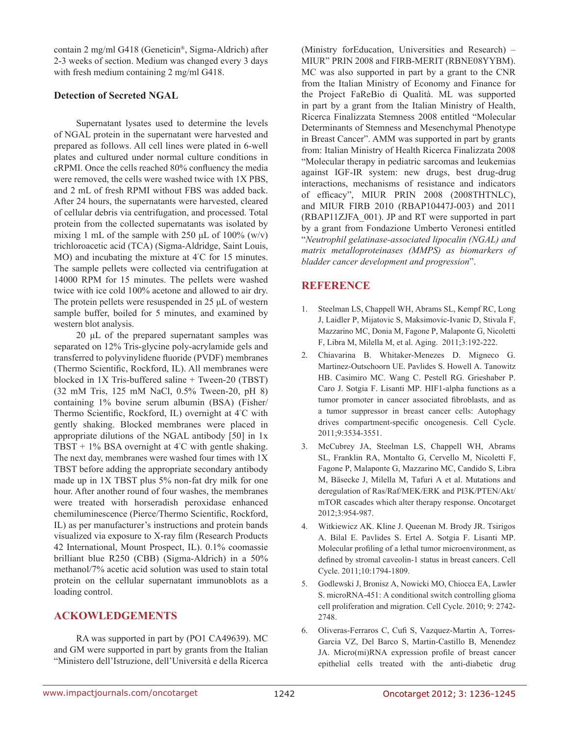contain 2 mg/ml G418 (Geneticin®, Sigma-Aldrich) after 2-3 weeks of section. Medium was changed every 3 days with fresh medium containing 2 mg/ml G418.

### Detection of Secreted NGAL

Supernatant lysates used to determine the levels of NGAL protein in the supernatant were harvested and prepared as follows. All cell lines were plated in 6-well plates and cultured under normal culture conditions in cRPMI. Once the cells reached 80% confluency the media were removed, the cells were washed twice with 1X PBS, and 2 mL of fresh RPMI without FBS was added back. After 24 hours, the supernatants were harvested, cleared of cellular debris via centrifugation, and processed. Total protein from the collected supernatants was isolated by mixing 1 mL of the sample with 250 μL of 100% (w/v) trichloroacetic acid (TCA) (Sigma-Aldridge, Saint Louis, MO) and incubating the mixture at 4°C for 15 minutes. The sample pellets were collected via centrifugation at 14000 RPM for 15 minutes. The pellets were washed twice with ice cold 100% acetone and allowed to air dry. The protein pellets were resuspended in 25 μL of western sample buffer, boiled for 5 minutes, and examined by western blot analysis.

20 μL of the prepared supernatant samples was separated on 12% Tris-glycine poly-acrylamide gels and transferred to polyvinylidene fluoride (PVDF) membranes (Thermo Scientific, Rockford, IL). All membranes were blocked in 1X Tris-buffered saline + Tween-20 (TBST) (32 mM Tris, 125 mM NaCl, 0.5% Tween-20, pH 8) containing 1% bovine serum albumin (BSA) (Fisher/Thermo Scientific, Rockford, IL) overnight at 4°C with gently shaking. Blocked membranes were placed in appropriate dilutions of the NGAL antibody [50] in 1x TBST + 1% BSA overnight at 4°C with gentle shaking. The next day, membranes were washed four times with 1X TBST before adding the appropriate secondary antibody made up in 1X TBST plus 5% non-fat dry milk for one hour. After another round of four washes, the membranes were treated with horseradish peroxidase enhanced chemiluminescence (Pierce/Thermo Scientific, Rockford, IL) as per manufacturer's instructions and protein bands visualized via exposure to X-ray film (Research Products 42 International, Mount Prospect, IL). 0.1% coomassie brilliant blue R250 (CBB) (Sigma-Aldrich) in a 50% methanol/7% acetic acid solution was used to stain total protein on the cellular supernatant immunoblots as a loading control.

## ACKOWLEDGEMENTS

RA was supported in part by (PO1 CA49639). MC and GM were supported in part by grants from the Italian "Ministero dell'Istruzione, dell'Università e della Ricerca (Ministry forEducation, Universities and Research) – MIUR" PRIN 2008 and FIRB-MERIT (RBNE08YYBM). MC was also supported in part by a grant to the CNR from the Italian Ministry of Economy and Finance for the Project FaReBio di Qualità. ML was supported in part by a grant from the Italian Ministry of Health, Ricerca Finalizzata Stemness 2008 entitled "Molecular Determinants of Stemness and Mesenchymal Phenotype in Breast Cancer". AMM was supported in part by grants from: Italian Ministry of Health Ricerca Finalizzata 2008 "Molecular therapy in pediatric sarcomas and leukemias against IGF-IR system: new drugs, best drug-drug interactions, mechanisms of resistance and indicators of efficacy", MIUR PRIN 2008 (2008THTNLC), and MIUR FIRB 2010 (RBAP10447J-003) and 2011 (RBAP11ZJFA_001). JP and RT were supported in part by a grant from Fondazione Umberto Veronesi entitled "*Neutrophil gelatinase-associated lipocalin (NGAL) and matrix metalloproteinases (MMPS) as biomarkers of bladder cancer development and progression*".

## REFERENCE

1. Steelman LS, Chappell WH, Abrams SL, Kempf RC, Long J, Laidler P, Mijatovic S, Maksimovic-Ivanic D, Stivala F, Mazzarino MC, Donia M, Fagone P, Malaponte G, Nicoletti F, Libra M, Milella M, et al. Aging. 2011;3:192-222.
2. Chiavarina B. Whitaker-Menezes D. Migneco G. Martinez-Outschoorn UE. Pavlides S. Howell A. Tanowitz HB. Casimiro MC. Wang C. Pestell RG. Grieshaber P. Caro J. Sotgia F. Lisanti MP. HIF1-alpha functions as a tumor promoter in cancer associated fibroblasts, and as a tumor suppressor in breast cancer cells: Autophagy drives compartment-specific oncogenesis. Cell Cycle. 2011;9:3534-3551.
3. McCubrey JA, Steelman LS, Chappell WH, Abrams SL, Franklin RA, Montalto G, Cervello M, Nicoletti F, Fagone P, Malaponte G, Mazzarino MC, Candido S, Libra M, Bäsecke J, Milella M, Tafuri A et al. Mutations and deregulation of Ras/Raf/MEK/ERK and PI3K/PTEN/Akt/mTOR cascades which alter therapy response. Oncotarget 2012;3:954-987.
4. Witkiewicz AK. Kline J. Queenan M. Brody JR. Tsirigos A. Bilal E. Pavlides S. Ertel A. Sotgia F. Lisanti MP. Molecular profiling of a lethal tumor microenvironment, as defined by stromal caveolin-1 status in breast cancers. Cell Cycle. 2011;10:1794-1809.
5. Godlewski J, Bronisz A, Nowicki MO, Chiocca EA, Lawler S. microRNA-451: A conditional switch controlling glioma cell proliferation and migration. Cell Cycle. 2010; 9: 2742-2748.
6. Oliveras-Ferraros C, Cufi S, Vazquez-Martin A, Torres-Garcia VZ, Del Barco S, Martin-Castillo B, Menendez JA. Micro(mi)RNA expression profile of breast cancer epithelial cells treated with the anti-diabetic drug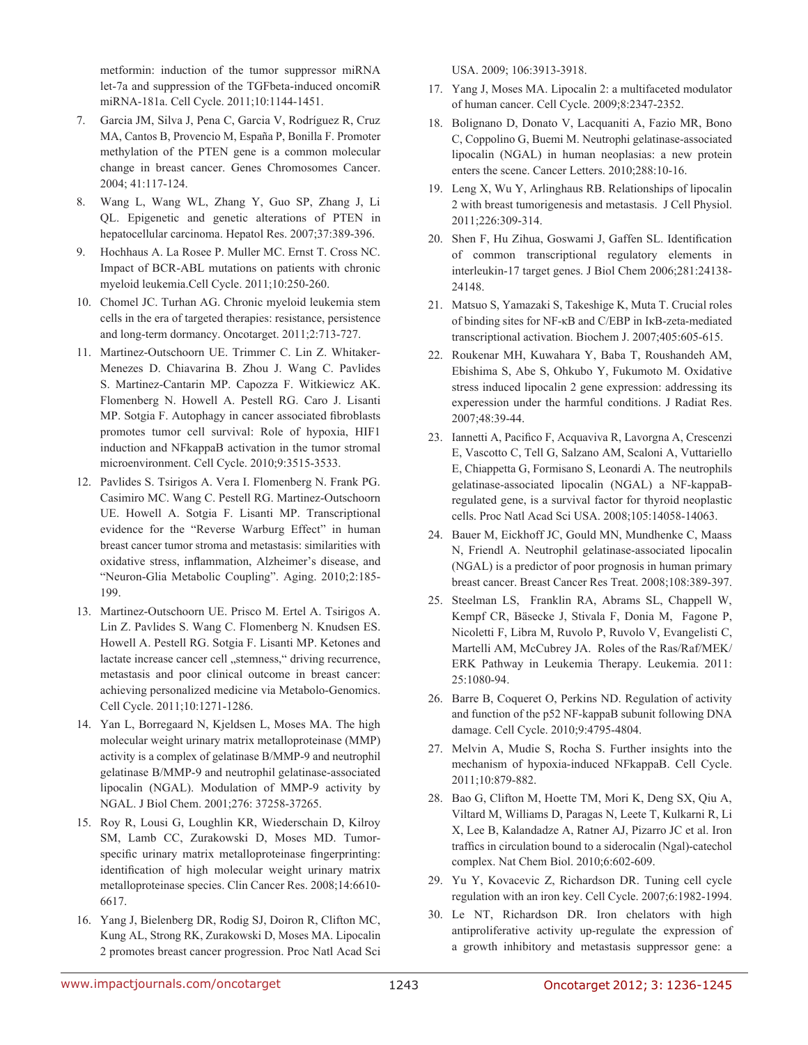metformin: induction of the tumor suppressor miRNA let-7a and suppression of the TGFbeta-induced oncomiR miRNA-181a. Cell Cycle. 2011;10:1144-1451.

7. Garcia JM, Silva J, Pena C, Garcia V, Rodríguez R, Cruz MA, Cantos B, Provencio M, España P, Bonilla F. Promoter methylation of the PTEN gene is a common molecular change in breast cancer. Genes Chromosomes Cancer. 2004; 41:117-124.

8. Wang L, Wang WL, Zhang Y, Guo SP, Zhang J, Li QL. Epigenetic and genetic alterations of PTEN in hepatocellular carcinoma. Hepatol Res. 2007;37:389-396.

9. Hochhaus A. La Rosee P. Muller MC. Ernst T. Cross NC. Impact of BCR-ABL mutations on patients with chronic myeloid leukemia.Cell Cycle. 2011;10:250-260.

10. Chomel JC. Turhan AG. Chronic myeloid leukemia stem cells in the era of targeted therapies: resistance, persistence and long-term dormancy. Oncotarget. 2011;2:713-727.

11. Martinez-Outschoorn UE. Trimmer C. Lin Z. Whitaker-Menezes D. Chiavarina B. Zhou J. Wang C. Pavlides S. Martinez-Cantarin MP. Capozza F. Witkiewicz AK. Flomenberg N. Howell A. Pestell RG. Caro J. Lisanti MP. Sotgia F. Autophagy in cancer associated fibroblasts promotes tumor cell survival: Role of hypoxia, HIF1 induction and NFkappaB activation in the tumor stromal microenvironment. Cell Cycle. 2010;9:3515-3533.

12. Pavlides S. Tsirigos A. Vera I. Flomenberg N. Frank PG. Casimiro MC. Wang C. Pestell RG. Martinez-Outschoorn UE. Howell A. Sotgia F. Lisanti MP. Transcriptional evidence for the "Reverse Warburg Effect" in human breast cancer tumor stroma and metastasis: similarities with oxidative stress, inflammation, Alzheimer's disease, and "Neuron-Glia Metabolic Coupling". Aging. 2010;2:185-199.

13. Martinez-Outschoorn UE. Prisco M. Ertel A. Tsirigos A. Lin Z. Pavlides S. Wang C. Flomenberg N. Knudsen ES. Howell A. Pestell RG. Sotgia F. Lisanti MP. Ketones and lactate increase cancer cell „stemness," driving recurrence, metastasis and poor clinical outcome in breast cancer: achieving personalized medicine via Metabolo-Genomics. Cell Cycle. 2011;10:1271-1286.

14. Yan L, Borregaard N, Kjeldsen L, Moses MA. The high molecular weight urinary matrix metalloproteinase (MMP) activity is a complex of gelatinase B/MMP-9 and neutrophil gelatinase B/MMP-9 and neutrophil gelatinase-associated lipocalin (NGAL). Modulation of MMP-9 activity by NGAL. J Biol Chem. 2001;276: 37258-37265.

15. Roy R, Lousi G, Loughlin KR, Wiederschain D, Kilroy SM, Lamb CC, Zurakowski D, Moses MD. Tumor-specific urinary matrix metalloproteinase fingerprinting: identification of high molecular weight urinary matrix metalloproteinase species. Clin Cancer Res. 2008;14:6610-6617.

16. Yang J, Bielenberg DR, Rodig SJ, Doiron R, Clifton MC, Kung AL, Strong RK, Zurakowski D, Moses MA. Lipocalin 2 promotes breast cancer progression. Proc Natl Acad Sci USA. 2009; 106:3913-3918.

17. Yang J, Moses MA. Lipocalin 2: a multifaceted modulator of human cancer. Cell Cycle. 2009;8:2347-2352.

18. Bolignano D, Donato V, Lacquaniti A, Fazio MR, Bono C, Coppolino G, Buemi M. Neutrophi gelatinase-associated lipocalin (NGAL) in human neoplasias: a new protein enters the scene. Cancer Letters. 2010;288:10-16.

19. Leng X, Wu Y, Arlinghaus RB. Relationships of lipocalin 2 with breast tumorigenesis and metastasis. J Cell Physiol. 2011;226:309-314.

20. Shen F, Hu Zihua, Goswami J, Gaffen SL. Identification of common transcriptional regulatory elements in interleukin-17 target genes. J Biol Chem 2006;281:24138-24148.

21. Matsuo S, Yamazaki S, Takeshige K, Muta T. Crucial roles of binding sites for NF-κB and C/EBP in IκB-zeta-mediated transcriptional activation. Biochem J. 2007;405:605-615.

22. Roukenar MH, Kuwahara Y, Baba T, Roushandeh AM, Ebishima S, Abe S, Ohkubo Y, Fukumoto M. Oxidative stress induced lipocalin 2 gene expression: addressing its experession under the harmful conditions. J Radiat Res. 2007;48:39-44.

23. Iannetti A, Pacifico F, Acquaviva R, Lavorgna A, Crescenzi E, Vascotto C, Tell G, Salzano AM, Scaloni A, Vuttariello E, Chiappetta G, Formisano S, Leonardi A. The neutrophils gelatinase-associated lipocalin (NGAL) a NF-kappaB-regulated gene, is a survival factor for thyroid neoplastic cells. Proc Natl Acad Sci USA. 2008;105:14058-14063.

24. Bauer M, Eickhoff JC, Gould MN, Mundhenke C, Maass N, Friendl A. Neutrophil gelatinase-associated lipocalin (NGAL) is a predictor of poor prognosis in human primary breast cancer. Breast Cancer Res Treat. 2008;108:389-397.

25. Steelman LS, Franklin RA, Abrams SL, Chappell W, Kempf CR, Bäsecke J, Stivala F, Donia M, Fagone P, Nicoletti F, Libra M, Ruvolo P, Ruvolo V, Evangelisti C, Martelli AM, McCubrey JA. Roles of the Ras/Raf/MEK/ERK Pathway in Leukemia Therapy. Leukemia. 2011: 25:1080-94.

26. Barre B, Coqueret O, Perkins ND. Regulation of activity and function of the p52 NF-kappaB subunit following DNA damage. Cell Cycle. 2010;9:4795-4804.

27. Melvin A, Mudie S, Rocha S. Further insights into the mechanism of hypoxia-induced NFkappaB. Cell Cycle. 2011;10:879-882.

28. Bao G, Clifton M, Hoette TM, Mori K, Deng SX, Qiu A, Viltard M, Williams D, Paragas N, Leete T, Kulkarni R, Li X, Lee B, Kalandadze A, Ratner AJ, Pizarro JC et al. Iron traffics in circulation bound to a siderocalin (Ngal)-catechol complex. Nat Chem Biol. 2010;6:602-609.

29. Yu Y, Kovacevic Z, Richardson DR. Tuning cell cycle regulation with an iron key. Cell Cycle. 2007;6:1982-1994.

30. Le NT, Richardson DR. Iron chelators with high antiproliferative activity up-regulate the expression of a growth inhibitory and metastasis suppressor gene: a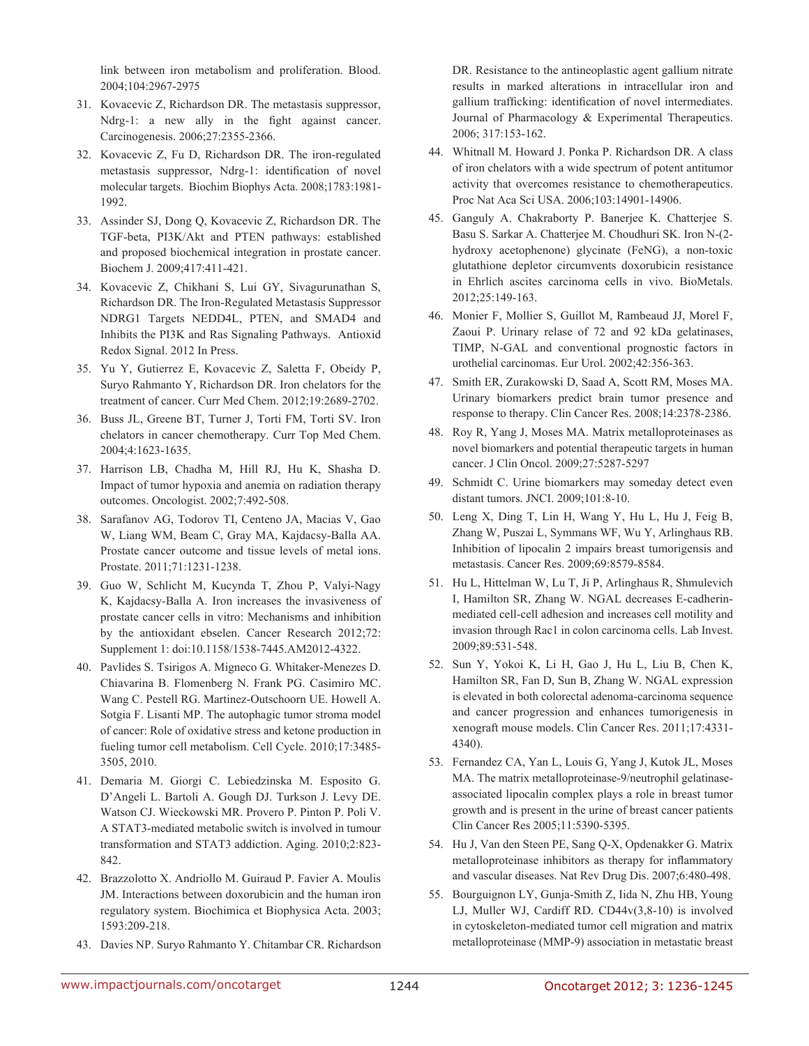link between iron metabolism and proliferation. Blood. 2004;104:2967-2975

31. Kovacevic Z, Richardson DR. The metastasis suppressor, Ndrg-1: a new ally in the fight against cancer. Carcinogenesis. 2006;27:2355-2366.

32. Kovacevic Z, Fu D, Richardson DR. The iron-regulated metastasis suppressor, Ndrg-1: identification of novel molecular targets. Biochim Biophys Acta. 2008;1783:1981-1992.

33. Assinder SJ, Dong Q, Kovacevic Z, Richardson DR. The TGF-beta, PI3K/Akt and PTEN pathways: established and proposed biochemical integration in prostate cancer. Biochem J. 2009;417:411-421.

34. Kovacevic Z, Chikhani S, Lui GY, Sivagurunathan S, Richardson DR. The Iron-Regulated Metastasis Suppressor NDRG1 Targets NEDD4L, PTEN, and SMAD4 and Inhibits the PI3K and Ras Signaling Pathways. Antioxid Redox Signal. 2012 In Press.

35. Yu Y, Gutierrez E, Kovacevic Z, Saletta F, Obeidy P, Suryo Rahmanto Y, Richardson DR. Iron chelators for the treatment of cancer. Curr Med Chem. 2012;19:2689-2702.

36. Buss JL, Greene BT, Turner J, Torti FM, Torti SV. Iron chelators in cancer chemotherapy. Curr Top Med Chem. 2004;4:1623-1635.

37. Harrison LB, Chadha M, Hill RJ, Hu K, Shasha D. Impact of tumor hypoxia and anemia on radiation therapy outcomes. Oncologist. 2002;7:492-508.

38. Sarafanov AG, Todorov TI, Centeno JA, Macias V, Gao W, Liang WM, Beam C, Gray MA, Kajdacsy-Balla AA. Prostate cancer outcome and tissue levels of metal ions. Prostate. 2011;71:1231-1238.

39. Guo W, Schlicht M, Kucynda T, Zhou P, Valyi-Nagy K, Kajdacsy-Balla A. Iron increases the invasiveness of prostate cancer cells in vitro: Mechanisms and inhibition by the antioxidant ebselen. Cancer Research 2012;72: Supplement 1: doi:10.1158/1538-7445.AM2012-4322.

40. Pavlides S. Tsirigos A. Migneco G. Whitaker-Menezes D. Chiavarina B. Flomenberg N. Frank PG. Casimiro MC. Wang C. Pestell RG. Martinez-Outschoorn UE. Howell A. Sotgia F. Lisanti MP. The autophagic tumor stroma model of cancer: Role of oxidative stress and ketone production in fueling tumor cell metabolism. Cell Cycle. 2010;17:3485-3505, 2010.

41. Demaria M. Giorgi C. Lebiedzinska M. Esposito G. D'Angeli L. Bartoli A. Gough DJ. Turkson J. Levy DE. Watson CJ. Wieckowski MR. Provero P. Pinton P. Poli V. A STAT3-mediated metabolic switch is involved in tumour transformation and STAT3 addiction. Aging. 2010;2:823-842.

42. Brazzolotto X. Andriollo M. Guiraud P. Favier A. Moulis JM. Interactions between doxorubicin and the human iron regulatory system. Biochimica et Biophysica Acta. 2003; 1593:209-218.

43. Davies NP. Suryo Rahmanto Y. Chitambar CR. Richardson DR. Resistance to the antineoplastic agent gallium nitrate results in marked alterations in intracellular iron and gallium trafficking: identification of novel intermediates. Journal of Pharmacology & Experimental Therapeutics. 2006; 317:153-162.

44. Whitnall M. Howard J. Ponka P. Richardson DR. A class of iron chelators with a wide spectrum of potent antitumor activity that overcomes resistance to chemotherapeutics. Proc Nat Aca Sci USA. 2006;103:14901-14906.

45. Ganguly A. Chakraborty P. Banerjee K. Chatterjee S. Basu S. Sarkar A. Chatterjee M. Choudhuri SK. Iron N-(2-hydroxy acetophenone) glycinate (FeNG), a non-toxic glutathione depletor circumvents doxorubicin resistance in Ehrlich ascites carcinoma cells in vivo. BioMetals. 2012;25:149-163.

46. Monier F, Mollier S, Guillot M, Rambeaud JJ, Morel F, Zaoui P. Urinary relase of 72 and 92 kDa gelatinases, TIMP, N-GAL and conventional prognostic factors in urothelial carcinomas. Eur Urol. 2002;42:356-363.

47. Smith ER, Zurakowski D, Saad A, Scott RM, Moses MA. Urinary biomarkers predict brain tumor presence and response to therapy. Clin Cancer Res. 2008;14:2378-2386.

48. Roy R, Yang J, Moses MA. Matrix metalloproteinases as novel biomarkers and potential therapeutic targets in human cancer. J Clin Oncol. 2009;27:5287-5297

49. Schmidt C. Urine biomarkers may someday detect even distant tumors. JNCI. 2009;101:8-10.

50. Leng X, Ding T, Lin H, Wang Y, Hu L, Hu J, Feig B, Zhang W, Puszai L, Symmans WF, Wu Y, Arlinghaus RB. Inhibition of lipocalin 2 impairs breast tumorigenesis and metastasis. Cancer Res. 2009;69:8579-8584.

51. Hu L, Hittelman W, Lu T, Ji P, Arlinghaus R, Shmulevich I, Hamilton SR, Zhang W. NGAL decreases E-cadherin-mediated cell-cell adhesion and increases cell motility and invasion through Rac1 in colon carcinoma cells. Lab Invest. 2009;89:531-548.

52. Sun Y, Yokoi K, Li H, Gao J, Hu L, Liu B, Chen K, Hamilton SR, Fan D, Sun B, Zhang W. NGAL expression is elevated in both colorectal adenoma-carcinoma sequence and cancer progression and enhances tumorigenesis in xenograft mouse models. Clin Cancer Res. 2011;17:4331-4340).

53. Fernandez CA, Yan L, Louis G, Yang J, Kutok JL, Moses MA. The matrix metalloproteinase-9/neutrophil gelatinase-associated lipocalin complex plays a role in breast tumor growth and is present in the urine of breast cancer patients Clin Cancer Res 2005;11:5390-5395.

54. Hu J, Van den Steen PE, Sang Q-X, Opdenakker G. Matrix metalloproteinase inhibitors as therapy for inflammatory and vascular diseases. Nat Rev Drug Dis. 2007;6:480-498.

55. Bourguignon LY, Gunja-Smith Z, Iida N, Zhu HB, Young LJ, Muller WJ, Cardiff RD. CD44v(3,8-10) is involved in cytoskeleton-mediated tumor cell migration and matrix metalloproteinase (MMP-9) association in metastatic breast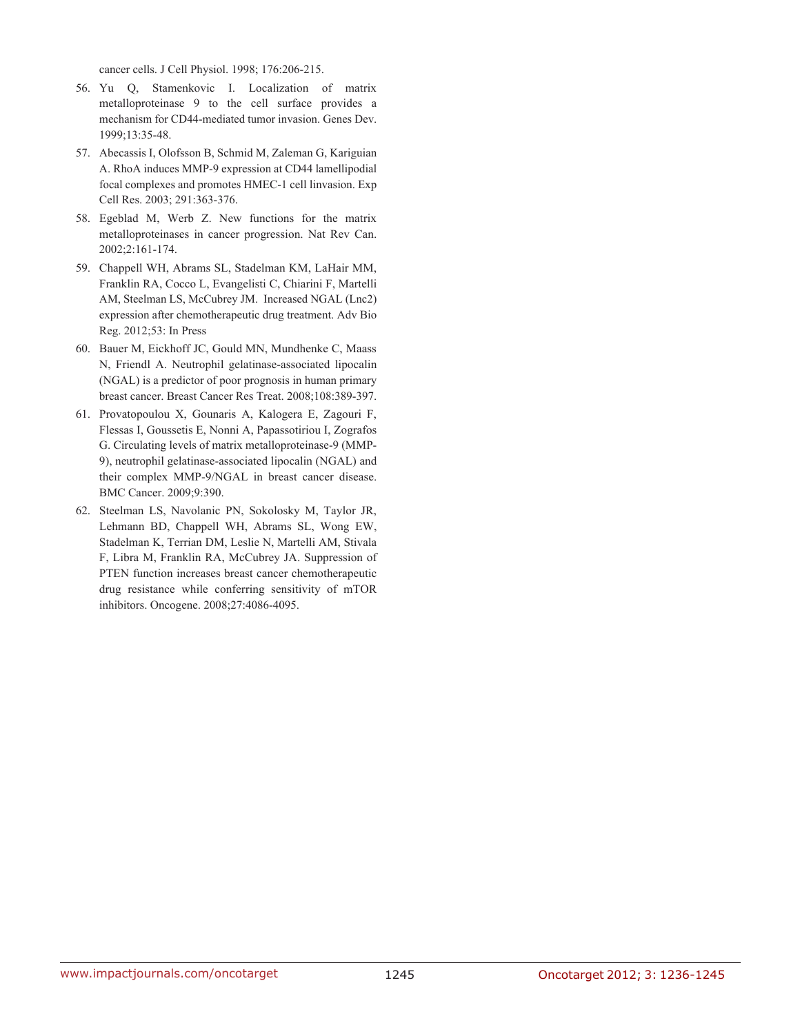cancer cells. J Cell Physiol. 1998; 176:206-215.

56. Yu Q, Stamenkovic I. Localization of matrix metalloproteinase 9 to the cell surface provides a mechanism for CD44-mediated tumor invasion. Genes Dev. 1999;13:35-48.
57. Abecassis I, Olofsson B, Schmid M, Zaleman G, Kariguian A. RhoA induces MMP-9 expression at CD44 lamellipodial focal complexes and promotes HMEC-1 cell linvasion. Exp Cell Res. 2003; 291:363-376.
58. Egeblad M, Werb Z. New functions for the matrix metalloproteinases in cancer progression. Nat Rev Can. 2002;2:161-174.
59. Chappell WH, Abrams SL, Stadelman KM, LaHair MM, Franklin RA, Cocco L, Evangelisti C, Chiarini F, Martelli AM, Steelman LS, McCubrey JM. Increased NGAL (Lnc2) expression after chemotherapeutic drug treatment. Adv Bio Reg. 2012;53: In Press
60. Bauer M, Eickhoff JC, Gould MN, Mundhenke C, Maass N, Friendl A. Neutrophil gelatinase-associated lipocalin (NGAL) is a predictor of poor prognosis in human primary breast cancer. Breast Cancer Res Treat. 2008;108:389-397.
61. Provatopoulou X, Gounaris A, Kalogera E, Zagouri F, Flessas I, Goussetis E, Nonni A, Papassotiriou I, Zografos G. Circulating levels of matrix metalloproteinase-9 (MMP-9), neutrophil gelatinase-associated lipocalin (NGAL) and their complex MMP-9/NGAL in breast cancer disease. BMC Cancer. 2009;9:390.
62. Steelman LS, Navolanic PN, Sokolosky M, Taylor JR, Lehmann BD, Chappell WH, Abrams SL, Wong EW, Stadelman K, Terrian DM, Leslie N, Martelli AM, Stivala F, Libra M, Franklin RA, McCubrey JA. Suppression of PTEN function increases breast cancer chemotherapeutic drug resistance while conferring sensitivity of mTOR inhibitors. Oncogene. 2008;27:4086-4095.